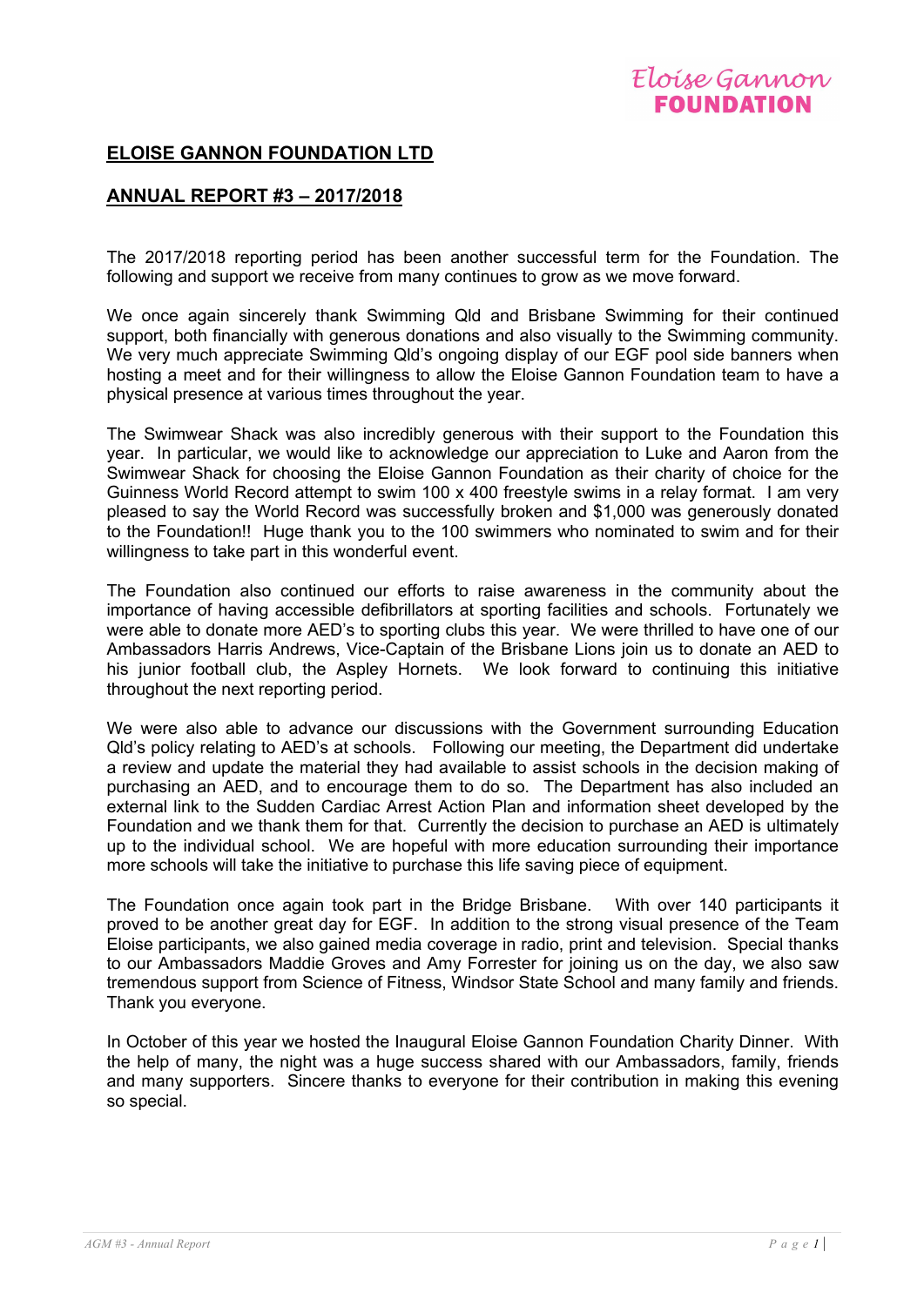Eloise Gannon **FOUNDATION**

## **ELOISE GANNON FOUNDATION LTD**

## **ANNUAL REPORT #3 – 2017/2018**

The 2017/2018 reporting period has been another successful term for the Foundation. The following and support we receive from many continues to grow as we move forward.

We once again sincerely thank Swimming Qld and Brisbane Swimming for their continued support, both financially with generous donations and also visually to the Swimming community. We very much appreciate Swimming Qld's ongoing display of our EGF pool side banners when hosting a meet and for their willingness to allow the Eloise Gannon Foundation team to have a physical presence at various times throughout the year.

The Swimwear Shack was also incredibly generous with their support to the Foundation this year. In particular, we would like to acknowledge our appreciation to Luke and Aaron from the Swimwear Shack for choosing the Eloise Gannon Foundation as their charity of choice for the Guinness World Record attempt to swim 100 x 400 freestyle swims in a relay format. I am very pleased to say the World Record was successfully broken and $1,000 was generously donated to the Foundation!! Huge thank you to the 100 swimmers who nominated to swim and for their willingness to take part in this wonderful event.

The Foundation also continued our efforts to raise awareness in the community about the importance of having accessible defibrillators at sporting facilities and schools. Fortunately we were able to donate more AED's to sporting clubs this year. We were thrilled to have one of our Ambassadors Harris Andrews, Vice-Captain of the Brisbane Lions join us to donate an AED to his junior football club, the Aspley Hornets. We look forward to continuing this initiative throughout the next reporting period.

We were also able to advance our discussions with the Government surrounding Education Qld's policy relating to AED's at schools. Following our meeting, the Department did undertake a review and update the material they had available to assist schools in the decision making of purchasing an AED, and to encourage them to do so. The Department has also included an external link to the Sudden Cardiac Arrest Action Plan and information sheet developed by the Foundation and we thank them for that. Currently the decision to purchase an AED is ultimately up to the individual school. We are hopeful with more education surrounding their importance more schools will take the initiative to purchase this life saving piece of equipment.

The Foundation once again took part in the Bridge Brisbane. With over 140 participants it proved to be another great day for EGF. In addition to the strong visual presence of the Team Eloise participants, we also gained media coverage in radio, print and television. Special thanks to our Ambassadors Maddie Groves and Amy Forrester for joining us on the day, we also saw tremendous support from Science of Fitness, Windsor State School and many family and friends. Thank you everyone.

In October of this year we hosted the Inaugural Eloise Gannon Foundation Charity Dinner. With the help of many, the night was a huge success shared with our Ambassadors, family, friends and many supporters. Sincere thanks to everyone for their contribution in making this evening so special.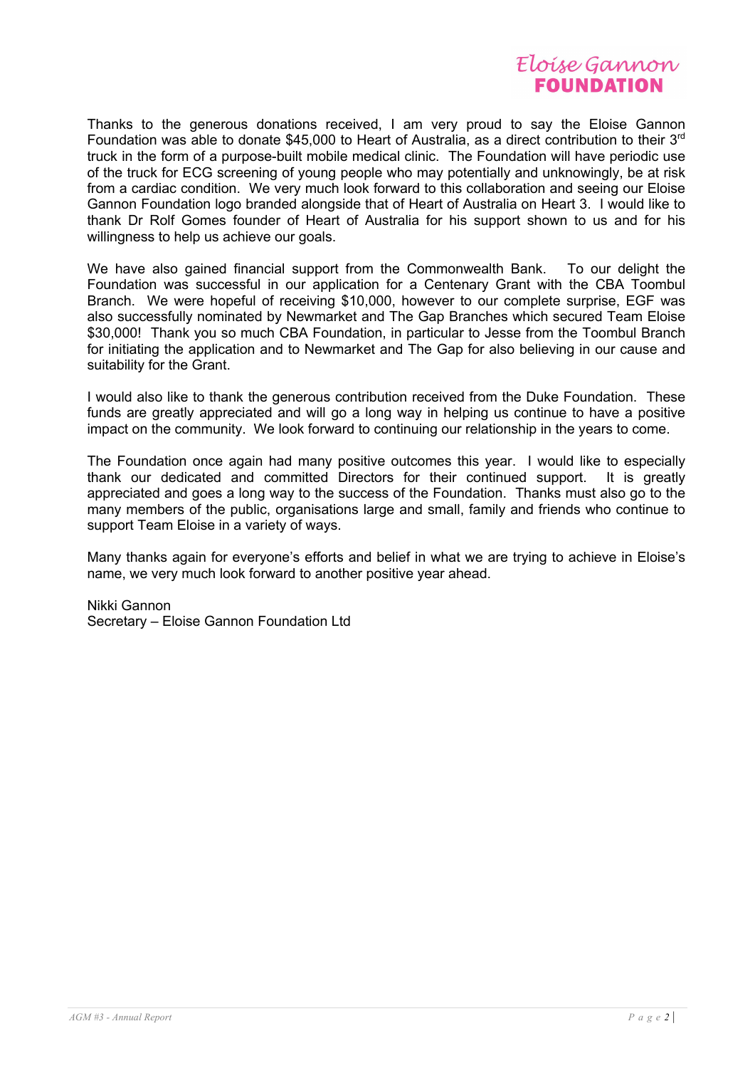Thanks to the generous donations received, I am very proud to say the Eloise Gannon Foundation was able to donate $45,000 to Heart of Australia, as a direct contribution to their 3rd truck in the form of a purpose-built mobile medical clinic. The Foundation will have periodic use of the truck for ECG screening of young people who may potentially and unknowingly, be at risk from a cardiac condition. We very much look forward to this collaboration and seeing our Eloise Gannon Foundation logo branded alongside that of Heart of Australia on Heart 3. I would like to thank Dr Rolf Gomes founder of Heart of Australia for his support shown to us and for his willingness to help us achieve our goals.

We have also gained financial support from the Commonwealth Bank. To our delight the Foundation was successful in our application for a Centenary Grant with the CBA Toombul Branch. We were hopeful of receiving $10,000, however to our complete surprise, EGF was also successfully nominated by Newmarket and The Gap Branches which secured Team Eloise $30,000! Thank you so much CBA Foundation, in particular to Jesse from the Toombul Branch for initiating the application and to Newmarket and The Gap for also believing in our cause and suitability for the Grant.

I would also like to thank the generous contribution received from the Duke Foundation. These funds are greatly appreciated and will go a long way in helping us continue to have a positive impact on the community. We look forward to continuing our relationship in the years to come.

The Foundation once again had many positive outcomes this year. I would like to especially thank our dedicated and committed Directors for their continued support. It is greatly appreciated and goes a long way to the success of the Foundation. Thanks must also go to the many members of the public, organisations large and small, family and friends who continue to support Team Eloise in a variety of ways.

Many thanks again for everyone's efforts and belief in what we are trying to achieve in Eloise's name, we very much look forward to another positive year ahead.

Nikki Gannon
Secretary – Eloise Gannon Foundation Ltd